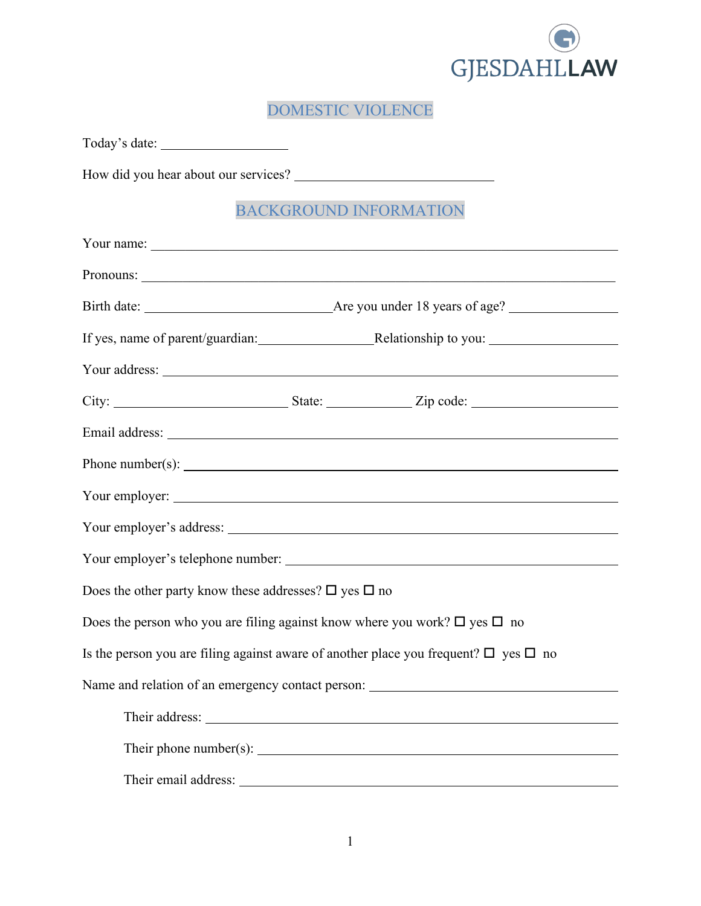GJESDAHLLAW

## DOMESTIC VIOLENCE

Today's date: ___________________

How did you hear about our services? ______________________________

## BACKGROUND INFORMATION

Your name: ______________________________________________________________________

Pronouns: _______________________________________________________________________

Birth date: ____________________________ Are you under 18 years of age? ______________

If yes, name of parent/guardian: _________________ Relationship to you: __________________

Your address: ____________________________________________________________________

City: __________________________ State: ____________ Zip code: ______________________

Email address: ___________________________________________________________________

Phone number(s): _________________________________________________________________

Your employer: ___________________________________________________________________

Your employer's address: __________________________________________________________

Your employer's telephone number: __________________________________________________

Does the other party know these addresses? ☐ yes ☐ no

Does the person who you are filing against know where you work? ☐ yes ☐ no

Is the person you are filing against aware of another place you frequent? ☐ yes ☐ no

Name and relation of an emergency contact person: _____________________________________

Their address: ___________________________________________________________

Their phone number(s): ____________________________________________________

Their email address: _______________________________________________________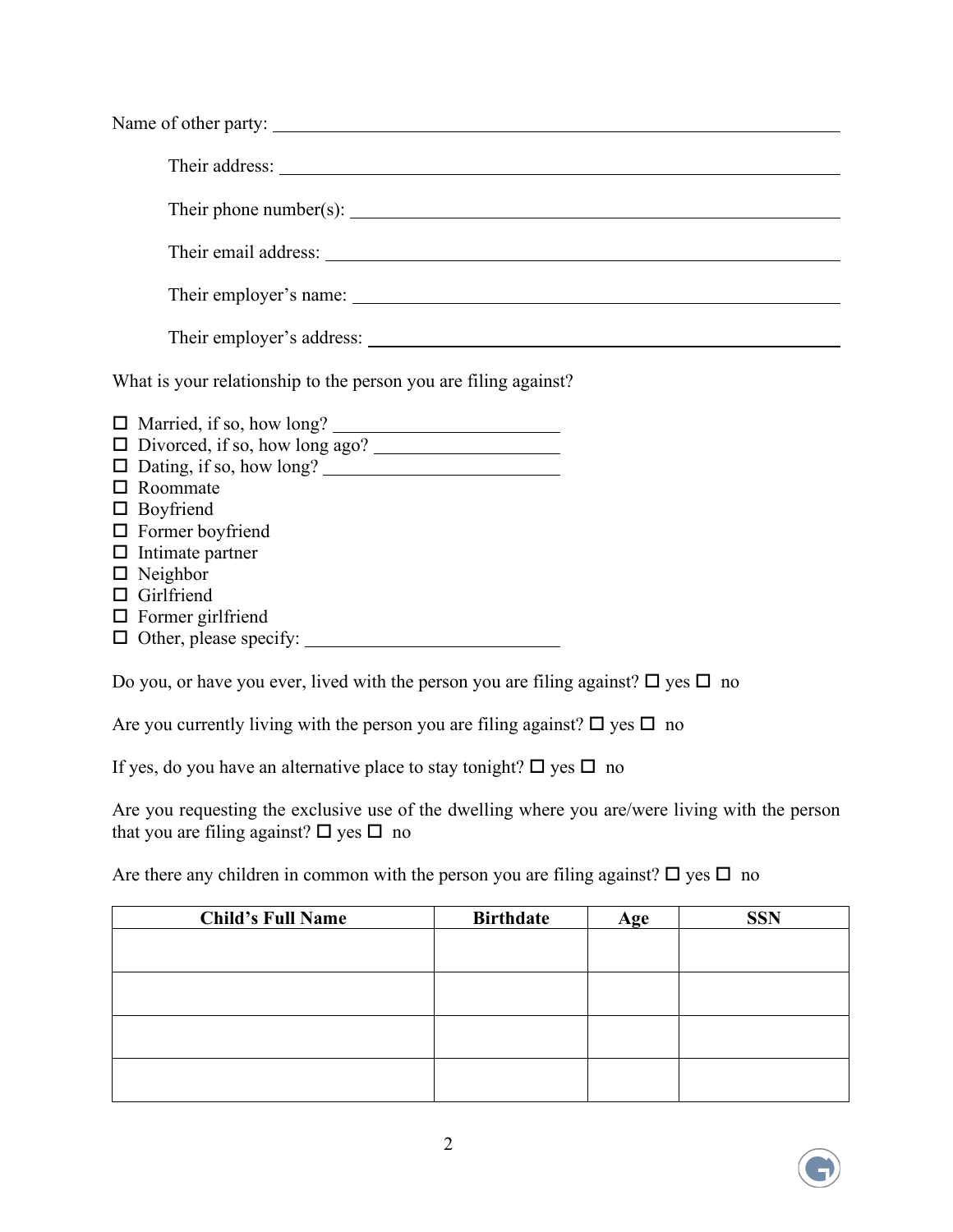Name of other party: ____________________________________________

Their address: ____________________________________________

Their phone number(s): ____________________________________________

Their email address: ____________________________________________

Their employer's name: ____________________________________________

Their employer's address: ____________________________________________

What is your relationship to the person you are filing against?

- ☐ Married, if so, how long? ____________________
- ☐ Divorced, if so, how long ago? ____________________
- ☐ Dating, if so, how long? ____________________
- ☐ Roommate
- ☐ Boyfriend
- ☐ Former boyfriend
- ☐ Intimate partner
- ☐ Neighbor
- ☐ Girlfriend
- ☐ Former girlfriend
- ☐ Other, please specify: ____________________

Do you, or have you ever, lived with the person you are filing against? ☐ yes ☐ no

Are you currently living with the person you are filing against? ☐ yes ☐ no

If yes, do you have an alternative place to stay tonight? ☐ yes ☐ no

Are you requesting the exclusive use of the dwelling where you are/were living with the person that you are filing against? ☐ yes ☐ no

Are there any children in common with the person you are filing against? ☐ yes ☐ no

| Child's Full Name | Birthdate | Age | SSN |
| --- | --- | --- | --- |
| | | | |
| | | | |
| | | | |
| | | | |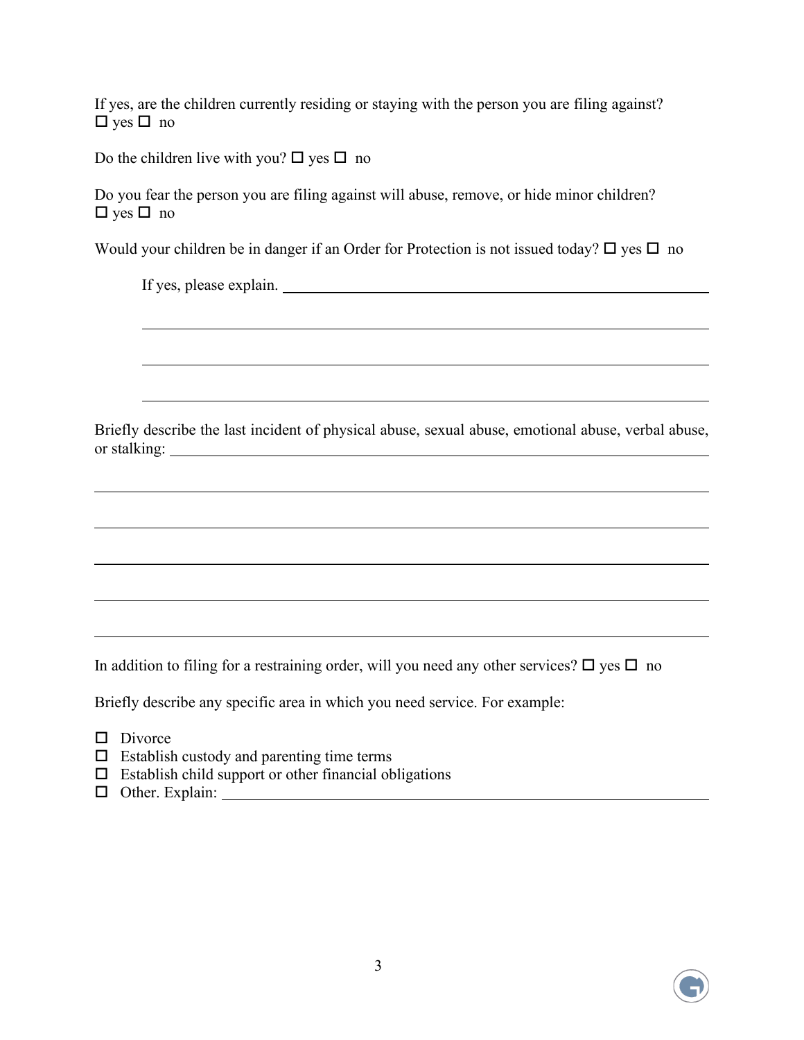If yes, are the children currently residing or staying with the person you are filing against?
☐ yes ☐ no

Do the children live with you? ☐ yes ☐ no

Do you fear the person you are filing against will abuse, remove, or hide minor children?
☐ yes ☐ no

Would your children be in danger if an Order for Protection is not issued today? ☐ yes ☐ no

If yes, please explain. ______________________________________________

______________________________________________

______________________________________________

______________________________________________

Briefly describe the last incident of physical abuse, sexual abuse, emotional abuse, verbal abuse, or stalking: ______________________________________________

______________________________________________

______________________________________________

______________________________________________

______________________________________________

______________________________________________

In addition to filing for a restraining order, will you need any other services? ☐ yes ☐ no

Briefly describe any specific area in which you need service. For example:

☐ Divorce
☐ Establish custody and parenting time terms
☐ Establish child support or other financial obligations
☐ Other. Explain: ______________________________________________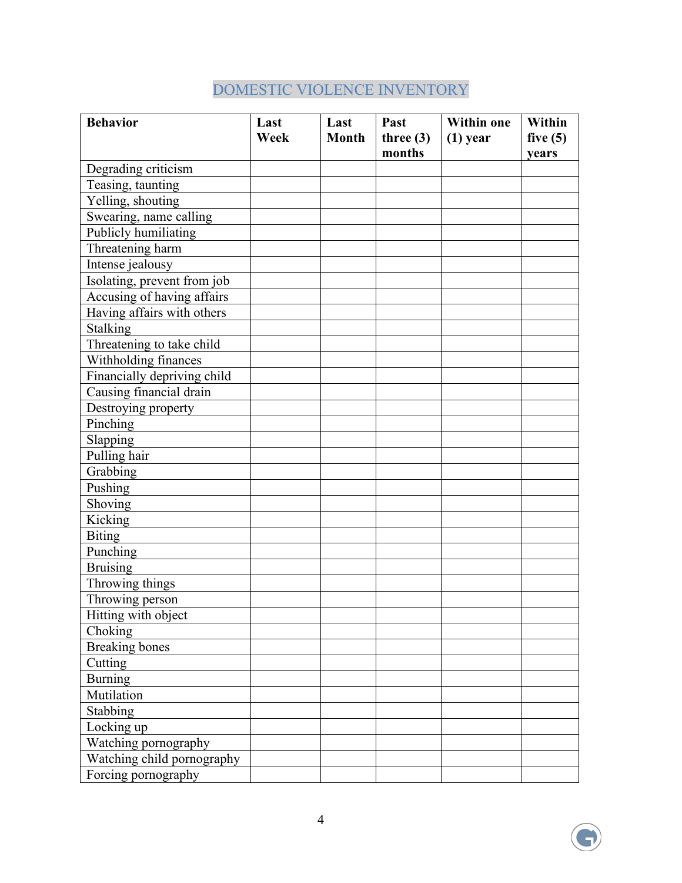# DOMESTIC VIOLENCE INVENTORY

| Behavior | Last Week | Last Month | Past three (3) months | Within one (1) year | Within five (5) years |
|---|---|---|---|---|---|
| Degrading criticism | | | | | |
| Teasing, taunting | | | | | |
| Yelling, shouting | | | | | |
| Swearing, name calling | | | | | |
| Publicly humiliating | | | | | |
| Threatening harm | | | | | |
| Intense jealousy | | | | | |
| Isolating, prevent from job | | | | | |
| Accusing of having affairs | | | | | |
| Having affairs with others | | | | | |
| Stalking | | | | | |
| Threatening to take child | | | | | |
| Withholding finances | | | | | |
| Financially depriving child | | | | | |
| Causing financial drain | | | | | |
| Destroying property | | | | | |
| Pinching | | | | | |
| Slapping | | | | | |
| Pulling hair | | | | | |
| Grabbing | | | | | |
| Pushing | | | | | |
| Shoving | | | | | |
| Kicking | | | | | |
| Biting | | | | | |
| Punching | | | | | |
| Bruising | | | | | |
| Throwing things | | | | | |
| Throwing person | | | | | |
| Hitting with object | | | | | |
| Choking | | | | | |
| Breaking bones | | | | | |
| Cutting | | | | | |
| Burning | | | | | |
| Mutilation | | | | | |
| Stabbing | | | | | |
| Locking up | | | | | |
| Watching pornography | | | | | |
| Watching child pornography | | | | | |
| Forcing pornography | | | | | |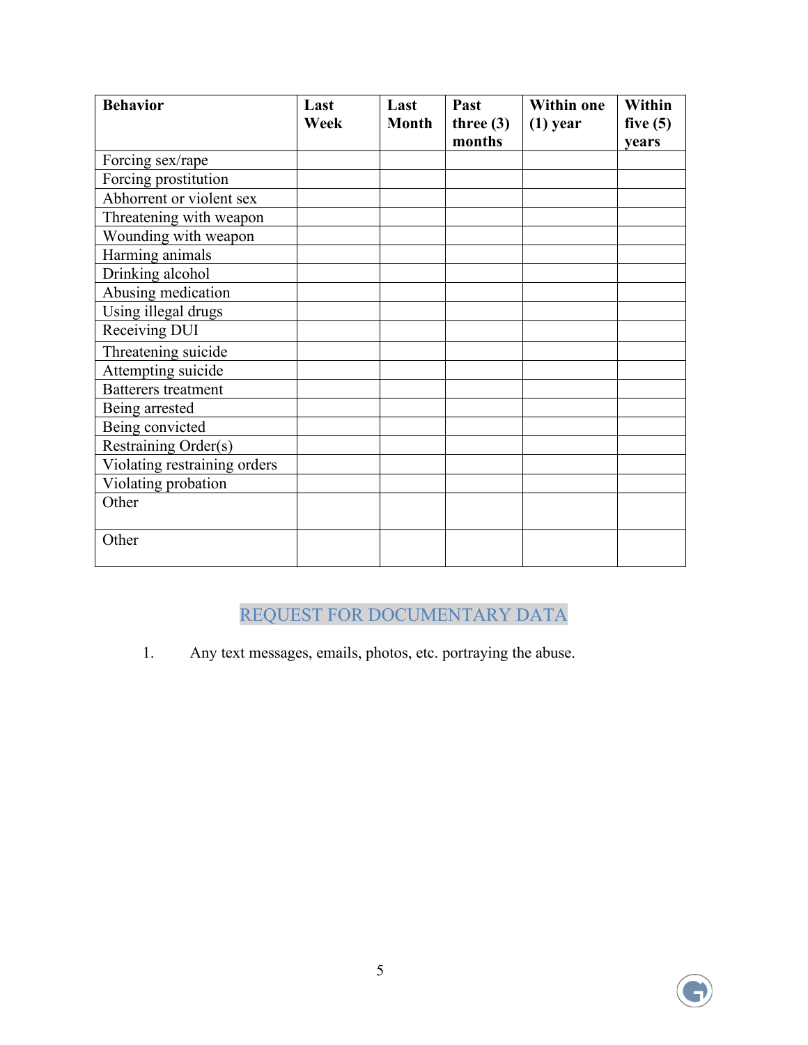| Behavior | Last Week | Last Month | Past three (3) months | Within one (1) year | Within five (5) years |
|---|---|---|---|---|---|
| Forcing sex/rape | | | | | |
| Forcing prostitution | | | | | |
| Abhorrent or violent sex | | | | | |
| Threatening with weapon | | | | | |
| Wounding with weapon | | | | | |
| Harming animals | | | | | |
| Drinking alcohol | | | | | |
| Abusing medication | | | | | |
| Using illegal drugs | | | | | |
| Receiving DUI | | | | | |
| Threatening suicide | | | | | |
| Attempting suicide | | | | | |
| Batterers treatment | | | | | |
| Being arrested | | | | | |
| Being convicted | | | | | |
| Restraining Order(s) | | | | | |
| Violating restraining orders | | | | | |
| Violating probation | | | | | |
| Other | | | | | |
| Other | | | | | |

## REQUEST FOR DOCUMENTARY DATA

1. Any text messages, emails, photos, etc. portraying the abuse.